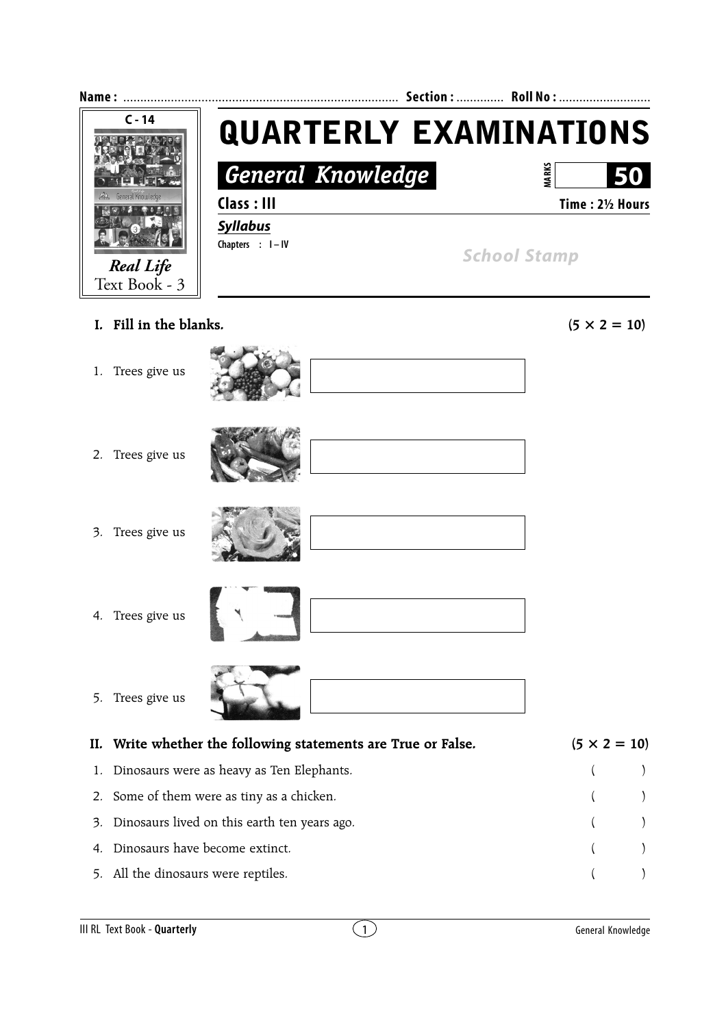Name : ................................................................................ Section : ............. Roll No : ...........................

C - 14

*Real Life*
Text Book - 3

# QUARTERLY EXAMINATIONS

## *General Knowledge*

MARKS **50**

**Class : III** **Time : 2½ Hours**

***Syllabus***

**Chapters : I – IV**

*School Stamp*

### I. Fill in the blanks. (5 × 2 = 10)

1. Trees give us ____________

2. Trees give us ____________

3. Trees give us ____________

4. Trees give us ____________

5. Trees give us ____________

### II. Write whether the following statements are True or False. (5 × 2 = 10)

1. Dinosaurs were as heavy as Ten Elephants. (      )
2. Some of them were as tiny as a chicken. (      )
3. Dinosaurs lived on this earth ten years ago. (      )
4. Dinosaurs have become extinct. (      )
5. All the dinosaurs were reptiles. (      )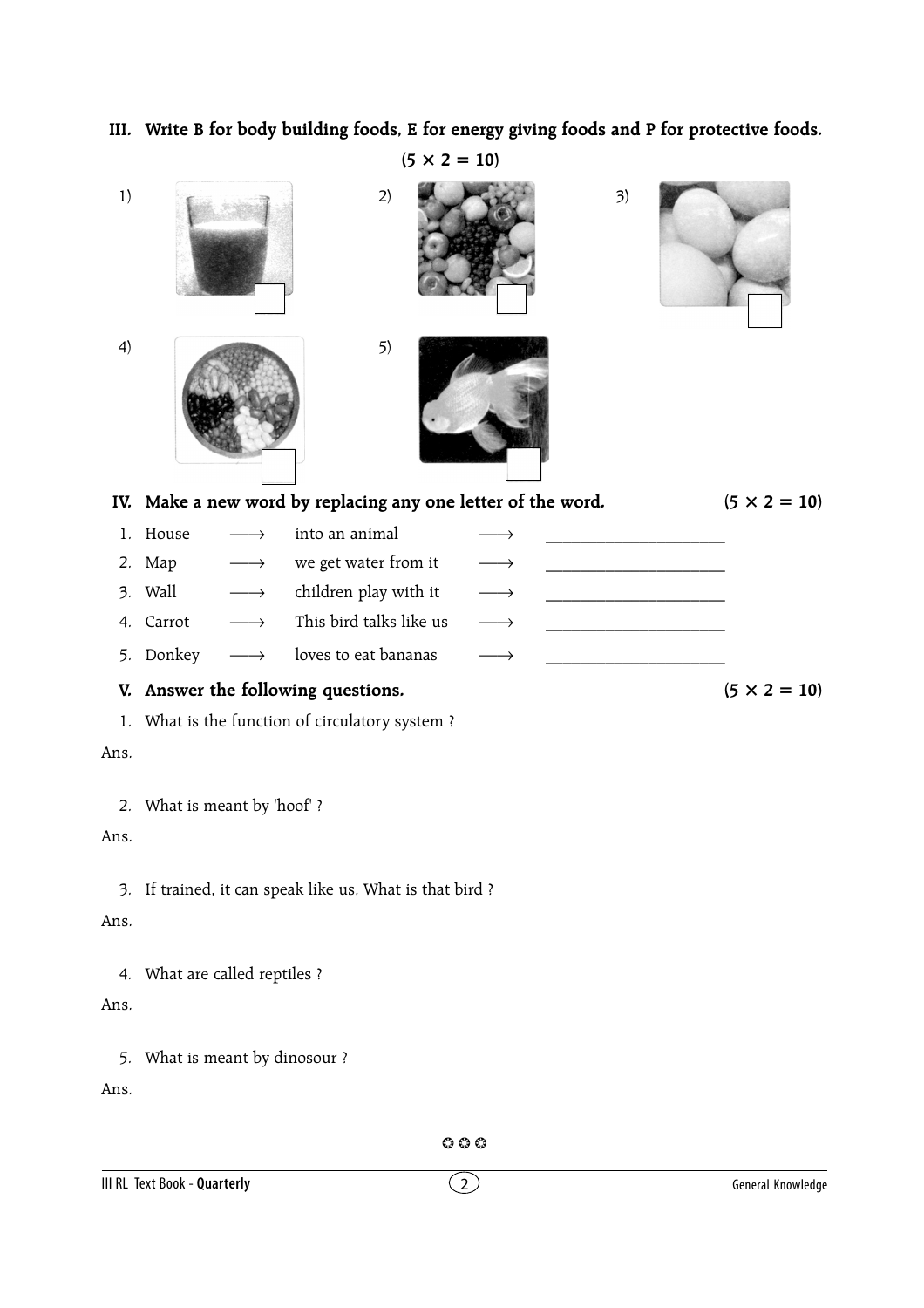## III. Write B for body building foods, E for energy giving foods and P for protective foods.

**(5 × 2 = 10)**

1) ☐

2) ☐

3) ☐

4) ☐

5) ☐

## IV. Make a new word by replacing any one letter of the word. **(5 × 2 = 10)**

1. House ⟶ into an animal ⟶ ____________________
2. Map ⟶ we get water from it ⟶ ____________________
3. Wall ⟶ children play with it ⟶ ____________________
4. Carrot ⟶ This bird talks like us ⟶ ____________________
5. Donkey ⟶ loves to eat bananas ⟶ ____________________

## V. Answer the following questions. **(5 × 2 = 10)**

1. What is the function of circulatory system ?

Ans.

2. What is meant by 'hoof' ?

Ans.

3. If trained, it can speak like us. What is that bird ?

Ans.

4. What are called reptiles ?

Ans.

5. What is meant by dinosour ?

Ans.

✪ ✪ ✪